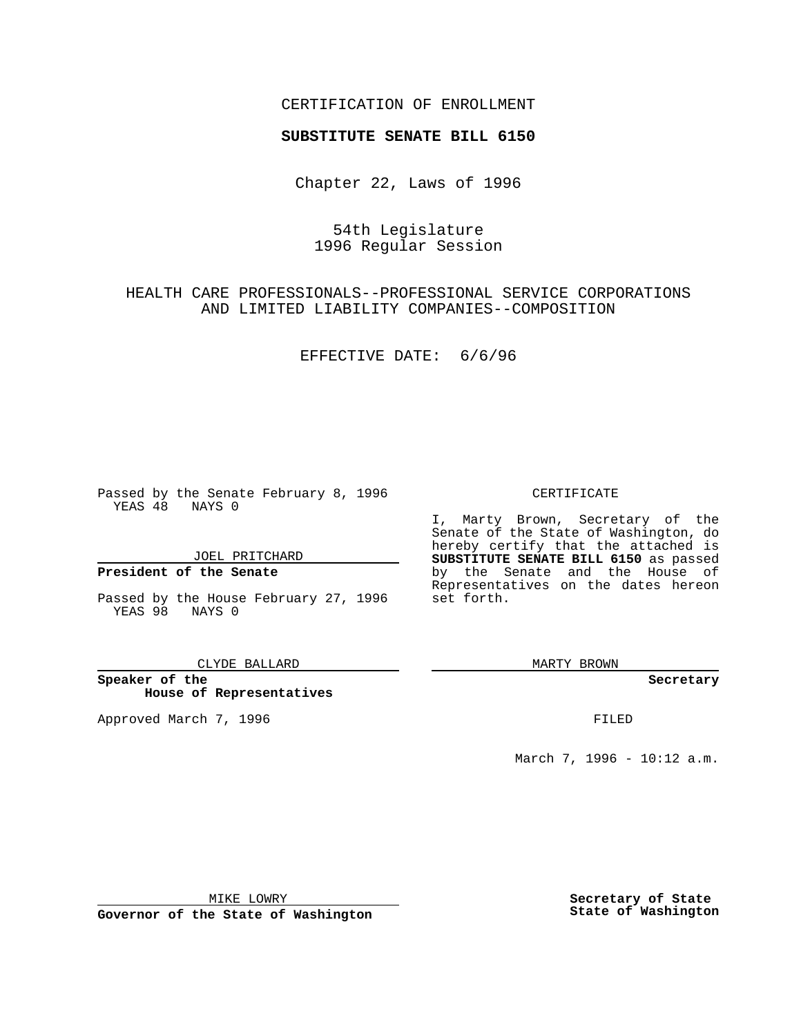CERTIFICATION OF ENROLLMENT

**SUBSTITUTE SENATE BILL 6150**

Chapter 22, Laws of 1996

54th Legislature
1996 Regular Session

HEALTH CARE PROFESSIONALS--PROFESSIONAL SERVICE CORPORATIONS AND LIMITED LIABILITY COMPANIES--COMPOSITION

EFFECTIVE DATE: 6/6/96

Passed by the Senate February 8, 1996
YEAS 48 NAYS 0

JOEL PRITCHARD

**President of the Senate**

Passed by the House February 27, 1996
YEAS 98 NAYS 0

CLYDE BALLARD

**Speaker of the House of Representatives**

Approved March 7, 1996

MIKE LOWRY

**Governor of the State of Washington**

CERTIFICATE

I, Marty Brown, Secretary of the Senate of the State of Washington, do hereby certify that the attached is **SUBSTITUTE SENATE BILL 6150** as passed by the Senate and the House of Representatives on the dates hereon set forth.

MARTY BROWN

**Secretary**

FILED

March 7, 1996 - 10:12 a.m.

**Secretary of State**
**State of Washington**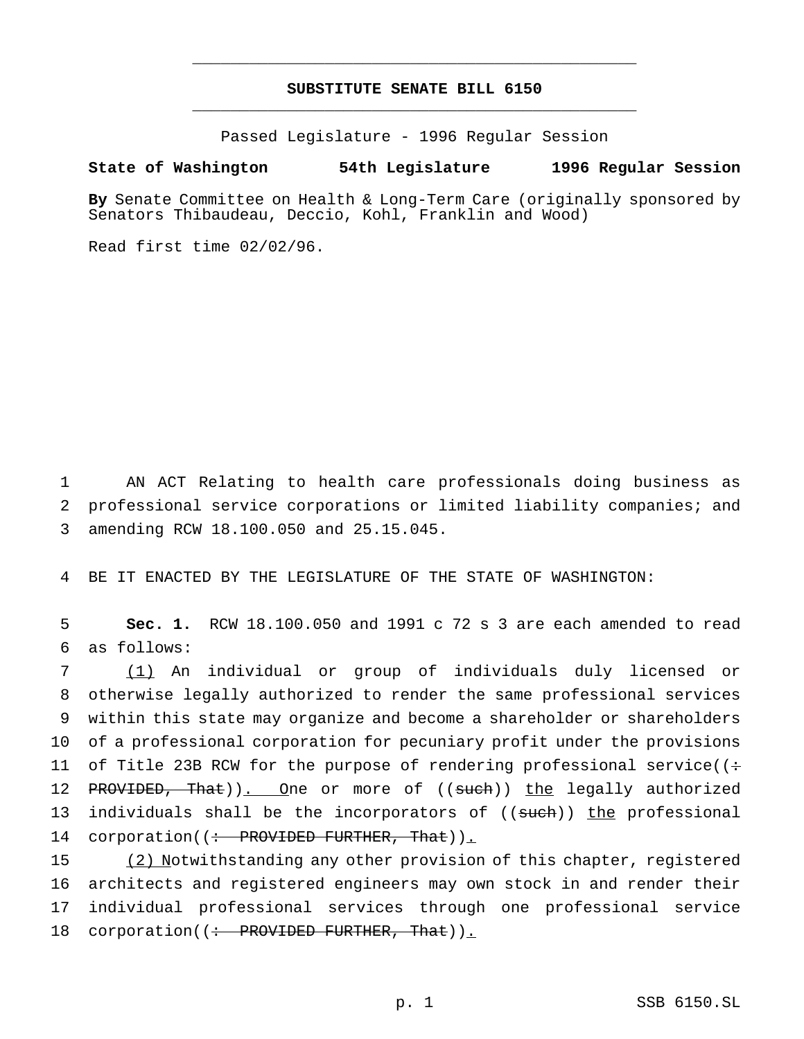# SUBSTITUTE SENATE BILL 6150

Passed Legislature - 1996 Regular Session

**State of Washington 54th Legislature 1996 Regular Session**

**By** Senate Committee on Health & Long-Term Care (originally sponsored by Senators Thibaudeau, Deccio, Kohl, Franklin and Wood)

Read first time 02/02/96.

AN ACT Relating to health care professionals doing business as professional service corporations or limited liability companies; and amending RCW 18.100.050 and 25.15.045.

BE IT ENACTED BY THE LEGISLATURE OF THE STATE OF WASHINGTON:

**Sec. 1.** RCW 18.100.050 and 1991 c 72 s 3 are each amended to read as follows:

(1) An individual or group of individuals duly licensed or otherwise legally authorized to render the same professional services within this state may organize and become a shareholder or shareholders of a professional corporation for pecuniary profit under the provisions of Title 23B RCW for the purpose of rendering professional service((: PROVIDED, That)). One or more of ((such)) the legally authorized individuals shall be the incorporators of ((such)) the professional corporation((: PROVIDED FURTHER, That)).

(2) Notwithstanding any other provision of this chapter, registered architects and registered engineers may own stock in and render their individual professional services through one professional service corporation((: PROVIDED FURTHER, That)).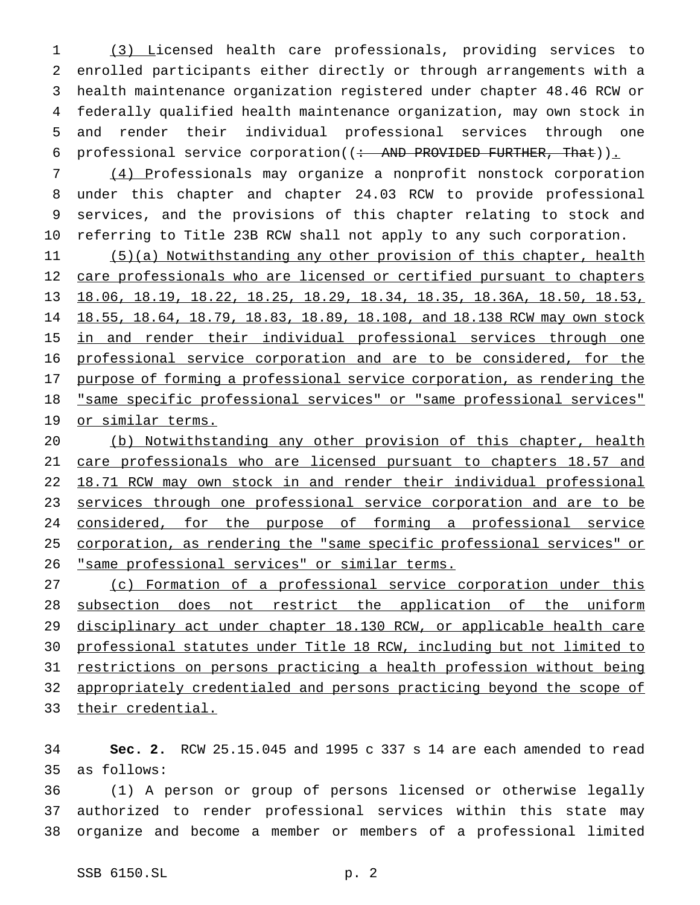(3) Licensed health care professionals, providing services to enrolled participants either directly or through arrangements with a health maintenance organization registered under chapter 48.46 RCW or federally qualified health maintenance organization, may own stock in and render their individual professional services through one professional service corporation((~~: AND PROVIDED FURTHER, That~~)).

(4) Professionals may organize a nonprofit nonstock corporation under this chapter and chapter 24.03 RCW to provide professional services, and the provisions of this chapter relating to stock and referring to Title 23B RCW shall not apply to any such corporation.

(5)(a) Notwithstanding any other provision of this chapter, health care professionals who are licensed or certified pursuant to chapters 18.06, 18.19, 18.22, 18.25, 18.29, 18.34, 18.35, 18.36A, 18.50, 18.53, 18.55, 18.64, 18.79, 18.83, 18.89, 18.108, and 18.138 RCW may own stock in and render their individual professional services through one professional service corporation and are to be considered, for the purpose of forming a professional service corporation, as rendering the "same specific professional services" or "same professional services" or similar terms.

(b) Notwithstanding any other provision of this chapter, health care professionals who are licensed pursuant to chapters 18.57 and 18.71 RCW may own stock in and render their individual professional services through one professional service corporation and are to be considered, for the purpose of forming a professional service corporation, as rendering the "same specific professional services" or "same professional services" or similar terms.

(c) Formation of a professional service corporation under this subsection does not restrict the application of the uniform disciplinary act under chapter 18.130 RCW, or applicable health care professional statutes under Title 18 RCW, including but not limited to restrictions on persons practicing a health profession without being appropriately credentialed and persons practicing beyond the scope of their credential.

**Sec. 2.** RCW 25.15.045 and 1995 c 337 s 14 are each amended to read as follows:

(1) A person or group of persons licensed or otherwise legally authorized to render professional services within this state may organize and become a member or members of a professional limited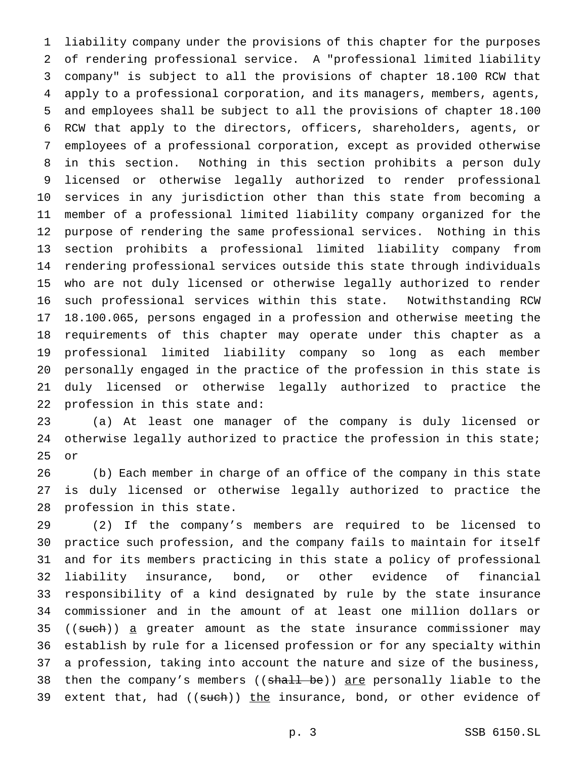liability company under the provisions of this chapter for the purposes of rendering professional service. A "professional limited liability company" is subject to all the provisions of chapter 18.100 RCW that apply to a professional corporation, and its managers, members, agents, and employees shall be subject to all the provisions of chapter 18.100 RCW that apply to the directors, officers, shareholders, agents, or employees of a professional corporation, except as provided otherwise in this section. Nothing in this section prohibits a person duly licensed or otherwise legally authorized to render professional services in any jurisdiction other than this state from becoming a member of a professional limited liability company organized for the purpose of rendering the same professional services. Nothing in this section prohibits a professional limited liability company from rendering professional services outside this state through individuals who are not duly licensed or otherwise legally authorized to render such professional services within this state. Notwithstanding RCW 18.100.065, persons engaged in a profession and otherwise meeting the requirements of this chapter may operate under this chapter as a professional limited liability company so long as each member personally engaged in the practice of the profession in this state is duly licensed or otherwise legally authorized to practice the profession in this state and:

(a) At least one manager of the company is duly licensed or otherwise legally authorized to practice the profession in this state; or

(b) Each member in charge of an office of the company in this state is duly licensed or otherwise legally authorized to practice the profession in this state.

(2) If the company's members are required to be licensed to practice such profession, and the company fails to maintain for itself and for its members practicing in this state a policy of professional liability insurance, bond, or other evidence of financial responsibility of a kind designated by rule by the state insurance commissioner and in the amount of at least one million dollars or ((~~such~~)) <u>a</u> greater amount as the state insurance commissioner may establish by rule for a licensed profession or for any specialty within a profession, taking into account the nature and size of the business, then the company's members ((~~shall be~~)) <u>are</u> personally liable to the extent that, had ((~~such~~)) <u>the</u> insurance, bond, or other evidence of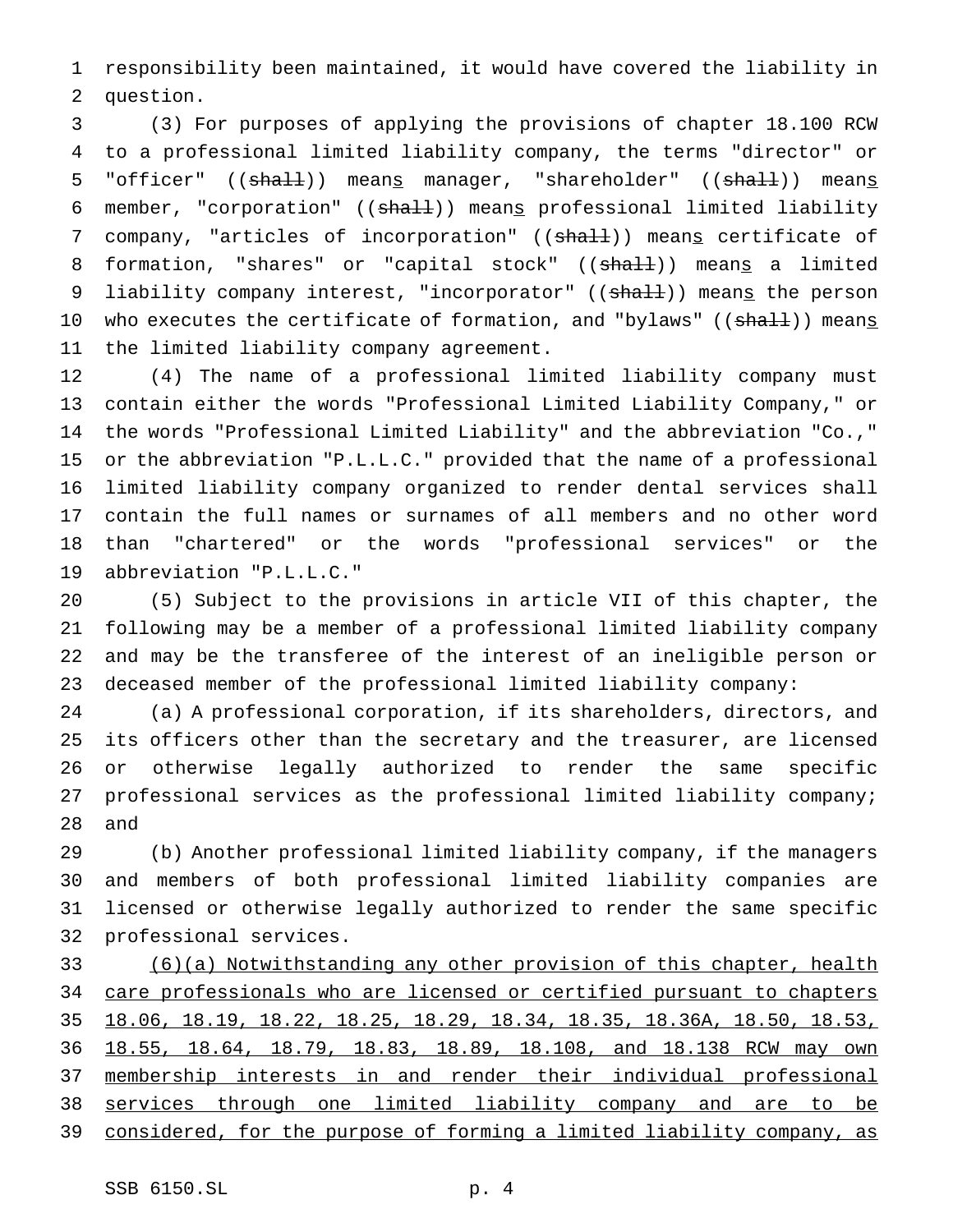responsibility been maintained, it would have covered the liability in question.

(3) For purposes of applying the provisions of chapter 18.100 RCW to a professional limited liability company, the terms "director" or "officer" ((~~shall~~)) mean<u>s</u> manager, "shareholder" ((~~shall~~)) mean<u>s</u> member, "corporation" ((~~shall~~)) mean<u>s</u> professional limited liability company, "articles of incorporation" ((~~shall~~)) mean<u>s</u> certificate of formation, "shares" or "capital stock" ((~~shall~~)) mean<u>s</u> a limited liability company interest, "incorporator" ((~~shall~~)) mean<u>s</u> the person who executes the certificate of formation, and "bylaws" ((~~shall~~)) mean<u>s</u> the limited liability company agreement.

(4) The name of a professional limited liability company must contain either the words "Professional Limited Liability Company," or the words "Professional Limited Liability" and the abbreviation "Co.," or the abbreviation "P.L.L.C." provided that the name of a professional limited liability company organized to render dental services shall contain the full names or surnames of all members and no other word than "chartered" or the words "professional services" or the abbreviation "P.L.L.C."

(5) Subject to the provisions in article VII of this chapter, the following may be a member of a professional limited liability company and may be the transferee of the interest of an ineligible person or deceased member of the professional limited liability company:

(a) A professional corporation, if its shareholders, directors, and its officers other than the secretary and the treasurer, are licensed or otherwise legally authorized to render the same specific professional services as the professional limited liability company; and

(b) Another professional limited liability company, if the managers and members of both professional limited liability companies are licensed or otherwise legally authorized to render the same specific professional services.

<u>(6)(a) Notwithstanding any other provision of this chapter, health care professionals who are licensed or certified pursuant to chapters 18.06, 18.19, 18.22, 18.25, 18.29, 18.34, 18.35, 18.36A, 18.50, 18.53, 18.55, 18.64, 18.79, 18.83, 18.89, 18.108, and 18.138 RCW may own membership interests in and render their individual professional services through one limited liability company and are to be considered, for the purpose of forming a limited liability company, as</u>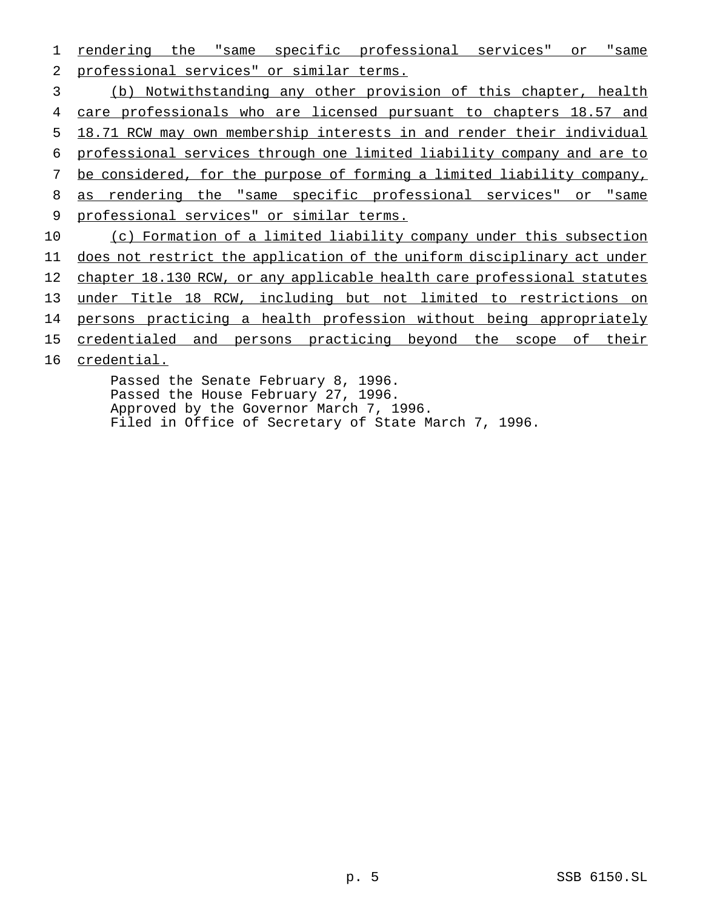rendering the "same specific professional services" or "same professional services" or similar terms.

(b) Notwithstanding any other provision of this chapter, health care professionals who are licensed pursuant to chapters 18.57 and 18.71 RCW may own membership interests in and render their individual professional services through one limited liability company and are to be considered, for the purpose of forming a limited liability company, as rendering the "same specific professional services" or "same professional services" or similar terms.

(c) Formation of a limited liability company under this subsection does not restrict the application of the uniform disciplinary act under chapter 18.130 RCW, or any applicable health care professional statutes under Title 18 RCW, including but not limited to restrictions on persons practicing a health profession without being appropriately credentialed and persons practicing beyond the scope of their credential.

Passed the Senate February 8, 1996.
Passed the House February 27, 1996.
Approved by the Governor March 7, 1996.
Filed in Office of Secretary of State March 7, 1996.